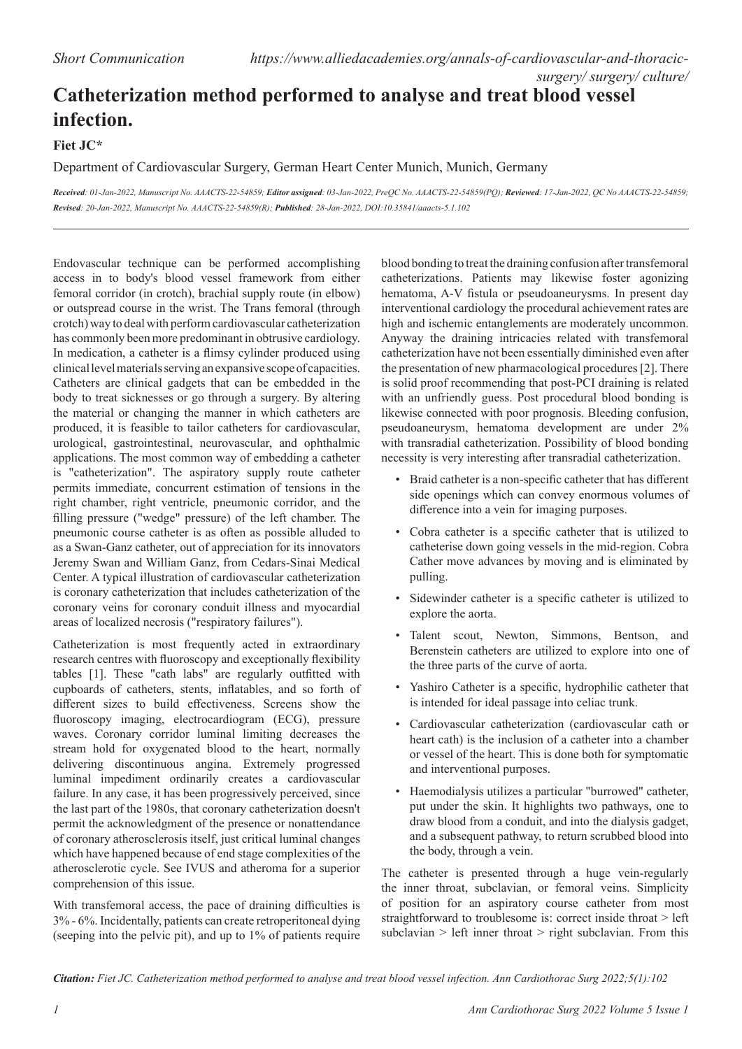Short Communication https://www.alliedacademies.org/annals-of-cardiovascular-and-thoracic-surgery/ surgery/ culture/

# Catheterization method performed to analyse and treat blood vessel infection.

**Fiet JC***

Department of Cardiovascular Surgery, German Heart Center Munich, Munich, Germany

***Received**: 01-Jan-2022, Manuscript No. AAACTS-22-54859; **Editor assigned**: 03-Jan-2022, PreQC No. AAACTS-22-54859(PQ); **Reviewed**: 17-Jan-2022, QC No AAACTS-22-54859; **Revised**: 20-Jan-2022, Manuscript No. AAACTS-22-54859(R); **Published**: 28-Jan-2022, DOI:10.35841/aaacts-5.1.102*

Endovascular technique can be performed accomplishing access in to body's blood vessel framework from either femoral corridor (in crotch), brachial supply route (in elbow) or outspread course in the wrist. The Trans femoral (through crotch) way to deal with perform cardiovascular catheterization has commonly been more predominant in obtrusive cardiology. In medication, a catheter is a flimsy cylinder produced using clinical level materials serving an expansive scope of capacities. Catheters are clinical gadgets that can be embedded in the body to treat sicknesses or go through a surgery. By altering the material or changing the manner in which catheters are produced, it is feasible to tailor catheters for cardiovascular, urological, gastrointestinal, neurovascular, and ophthalmic applications. The most common way of embedding a catheter is "catheterization". The aspiratory supply route catheter permits immediate, concurrent estimation of tensions in the right chamber, right ventricle, pneumonic corridor, and the filling pressure ("wedge" pressure) of the left chamber. The pneumonic course catheter is as often as possible alluded to as a Swan-Ganz catheter, out of appreciation for its innovators Jeremy Swan and William Ganz, from Cedars-Sinai Medical Center. A typical illustration of cardiovascular catheterization is coronary catheterization that includes catheterization of the coronary veins for coronary conduit illness and myocardial areas of localized necrosis ("respiratory failures").

Catheterization is most frequently acted in extraordinary research centres with fluoroscopy and exceptionally flexibility tables [1]. These "cath labs" are regularly outfitted with cupboards of catheters, stents, inflatables, and so forth of different sizes to build effectiveness. Screens show the fluoroscopy imaging, electrocardiogram (ECG), pressure waves. Coronary corridor luminal limiting decreases the stream hold for oxygenated blood to the heart, normally delivering discontinuous angina. Extremely progressed luminal impediment ordinarily creates a cardiovascular failure. In any case, it has been progressively perceived, since the last part of the 1980s, that coronary catheterization doesn't permit the acknowledgment of the presence or nonattendance of coronary atherosclerosis itself, just critical luminal changes which have happened because of end stage complexities of the atherosclerotic cycle. See IVUS and atheroma for a superior comprehension of this issue.

With transfemoral access, the pace of draining difficulties is 3% - 6%. Incidentally, patients can create retroperitoneal dying (seeping into the pelvic pit), and up to 1% of patients require blood bonding to treat the draining confusion after transfemoral catheterizations. Patients may likewise foster agonizing hematoma, A-V fistula or pseudoaneurysms. In present day interventional cardiology the procedural achievement rates are high and ischemic entanglements are moderately uncommon. Anyway the draining intricacies related with transfemoral catheterization have not been essentially diminished even after the presentation of new pharmacological procedures [2]. There is solid proof recommending that post-PCI draining is related with an unfriendly guess. Post procedural blood bonding is likewise connected with poor prognosis. Bleeding confusion, pseudoaneurysm, hematoma development are under 2% with transradial catheterization. Possibility of blood bonding necessity is very interesting after transradial catheterization.

- Braid catheter is a non-specific catheter that has different side openings which can convey enormous volumes of difference into a vein for imaging purposes.
- Cobra catheter is a specific catheter that is utilized to catheterise down going vessels in the mid-region. Cobra Cather move advances by moving and is eliminated by pulling.
- Sidewinder catheter is a specific catheter is utilized to explore the aorta.
- Talent scout, Newton, Simmons, Bentson, and Berenstein catheters are utilized to explore into one of the three parts of the curve of aorta.
- Yashiro Catheter is a specific, hydrophilic catheter that is intended for ideal passage into celiac trunk.
- Cardiovascular catheterization (cardiovascular cath or heart cath) is the inclusion of a catheter into a chamber or vessel of the heart. This is done both for symptomatic and interventional purposes.
- Haemodialysis utilizes a particular "burrowed" catheter, put under the skin. It highlights two pathways, one to draw blood from a conduit, and into the dialysis gadget, and a subsequent pathway, to return scrubbed blood into the body, through a vein.

The catheter is presented through a huge vein-regularly the inner throat, subclavian, or femoral veins. Simplicity of position for an aspiratory course catheter from most straightforward to troublesome is: correct inside throat > left subclavian > left inner throat > right subclavian. From this

***Citation:** Fiet JC. Catheterization method performed to analyse and treat blood vessel infection. Ann Cardiothorac Surg 2022;5(1):102*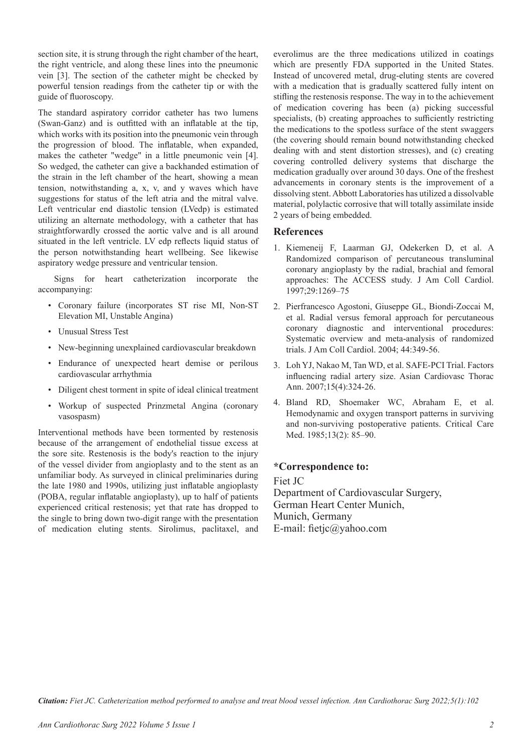section site, it is strung through the right chamber of the heart, the right ventricle, and along these lines into the pneumonic vein [3]. The section of the catheter might be checked by powerful tension readings from the catheter tip or with the guide of fluoroscopy.

The standard aspiratory corridor catheter has two lumens (Swan-Ganz) and is outfitted with an inflatable at the tip, which works with its position into the pneumonic vein through the progression of blood. The inflatable, when expanded, makes the catheter "wedge" in a little pneumonic vein [4]. So wedged, the catheter can give a backhanded estimation of the strain in the left chamber of the heart, showing a mean tension, notwithstanding a, x, v, and y waves which have suggestions for status of the left atria and the mitral valve. Left ventricular end diastolic tension (LVedp) is estimated utilizing an alternate methodology, with a catheter that has straightforwardly crossed the aortic valve and is all around situated in the left ventricle. LV edp reflects liquid status of the person notwithstanding heart wellbeing. See likewise aspiratory wedge pressure and ventricular tension.

Signs for heart catheterization incorporate the accompanying:

- Coronary failure (incorporates ST rise MI, Non-ST Elevation MI, Unstable Angina)
- Unusual Stress Test
- New-beginning unexplained cardiovascular breakdown
- Endurance of unexpected heart demise or perilous cardiovascular arrhythmia
- Diligent chest torment in spite of ideal clinical treatment
- Workup of suspected Prinzmetal Angina (coronary vasospasm)

Interventional methods have been tormented by restenosis because of the arrangement of endothelial tissue excess at the sore site. Restenosis is the body's reaction to the injury of the vessel divider from angioplasty and to the stent as an unfamiliar body. As surveyed in clinical preliminaries during the late 1980 and 1990s, utilizing just inflatable angioplasty (POBA, regular inflatable angioplasty), up to half of patients experienced critical restenosis; yet that rate has dropped to the single to bring down two-digit range with the presentation of medication eluting stents. Sirolimus, paclitaxel, and everolimus are the three medications utilized in coatings which are presently FDA supported in the United States. Instead of uncovered metal, drug-eluting stents are covered with a medication that is gradually scattered fully intent on stifling the restenosis response. The way in to the achievement of medication covering has been (a) picking successful specialists, (b) creating approaches to sufficiently restricting the medications to the spotless surface of the stent swaggers (the covering should remain bound notwithstanding checked dealing with and stent distortion stresses), and (c) creating covering controlled delivery systems that discharge the medication gradually over around 30 days. One of the freshest advancements in coronary stents is the improvement of a dissolving stent. Abbott Laboratories has utilized a dissolvable material, polylactic corrosive that will totally assimilate inside 2 years of being embedded.

## References

1. Kiemeneij F, Laarman GJ, Odekerken D, et al. A Randomized comparison of percutaneous transluminal coronary angioplasty by the radial, brachial and femoral approaches: The ACCESS study. J Am Coll Cardiol. 1997;29:1269–75
2. Pierfrancesco Agostoni, Giuseppe GL, Biondi-Zoccai M, et al. Radial versus femoral approach for percutaneous coronary diagnostic and interventional procedures: Systematic overview and meta-analysis of randomized trials. J Am Coll Cardiol. 2004; 44:349-56.
3. Loh YJ, Nakao M, Tan WD, et al. SAFE-PCI Trial. Factors influencing radial artery size. Asian Cardiovasc Thorac Ann. 2007;15(4):324-26.
4. Bland RD, Shoemaker WC, Abraham E, et al. Hemodynamic and oxygen transport patterns in surviving and non-surviving postoperative patients. Critical Care Med. 1985;13(2): 85–90.

**\*Correspondence to:**

Fiet JC
Department of Cardiovascular Surgery,
German Heart Center Munich,
Munich, Germany
E-mail: fietjc@yahoo.com

***Citation:*** *Fiet JC. Catheterization method performed to analyse and treat blood vessel infection. Ann Cardiothorac Surg 2022;5(1):102*